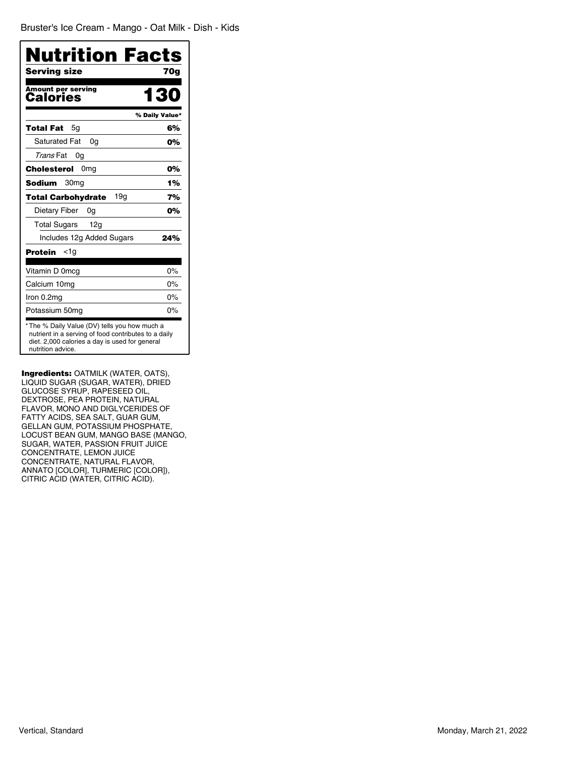Bruster's Ice Cream - Mango - Oat Milk - Dish - Kids

# Nutrition Facts

| | |
|---|---|
| **Serving size** | **70g** |
| **Amount per serving** | |
| **Calories** | **130** |
| | **% Daily Value*** |
| **Total Fat** 5g | **6%** |
| Saturated Fat 0g | **0%** |
| *Trans* Fat 0g | |
| **Cholesterol** 0mg | **0%** |
| **Sodium** 30mg | **1%** |
| **Total Carbohydrate** 19g | **7%** |
| Dietary Fiber 0g | **0%** |
| Total Sugars 12g | |
| Includes 12g Added Sugars | **24%** |
| **Protein** <1g | |
| Vitamin D 0mcg | 0% |
| Calcium 10mg | 0% |
| Iron 0.2mg | 0% |
| Potassium 50mg | 0% |

* The % Daily Value (DV) tells you how much a nutrient in a serving of food contributes to a daily diet. 2,000 calories a day is used for general nutrition advice.

**Ingredients:** OATMILK (WATER, OATS), LIQUID SUGAR (SUGAR, WATER), DRIED GLUCOSE SYRUP, RAPESEED OIL, DEXTROSE, PEA PROTEIN, NATURAL FLAVOR, MONO AND DIGLYCERIDES OF FATTY ACIDS, SEA SALT, GUAR GUM, GELLAN GUM, POTASSIUM PHOSPHATE, LOCUST BEAN GUM, MANGO BASE (MANGO, SUGAR, WATER, PASSION FRUIT JUICE CONCENTRATE, LEMON JUICE CONCENTRATE, NATURAL FLAVOR, ANNATO [COLOR], TURMERIC [COLOR]), CITRIC ACID (WATER, CITRIC ACID).

Vertical, Standard

Monday, March 21, 2022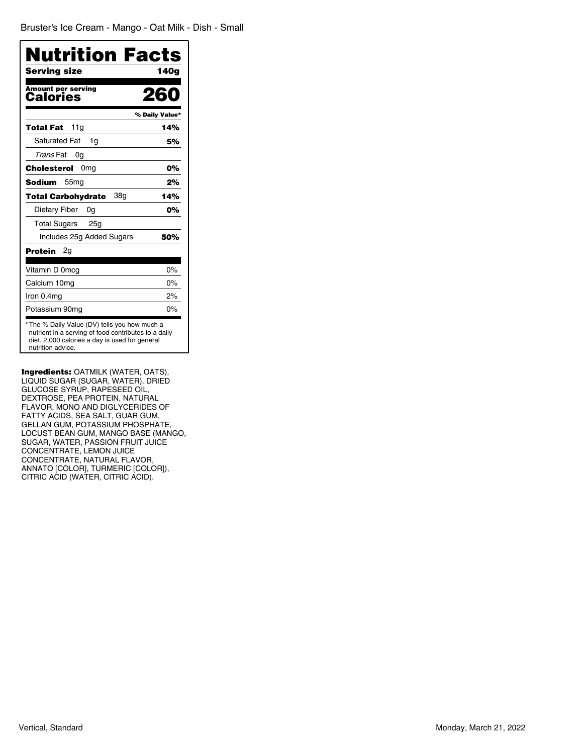Bruster's Ice Cream - Mango - Oat Milk - Dish - Small

# Nutrition Facts

| | |
|---|---|
| **Serving size** | **140g** |
| **Amount per serving** | |
| **Calories** | **260** |
| | **% Daily Value*** |
| **Total Fat** 11g | **14%** |
| Saturated Fat 1g | **5%** |
| *Trans* Fat 0g | |
| **Cholesterol** 0mg | **0%** |
| **Sodium** 55mg | **2%** |
| **Total Carbohydrate** 38g | **14%** |
| Dietary Fiber 0g | **0%** |
| Total Sugars 25g | |
| Includes 25g Added Sugars | **50%** |
| **Protein** 2g | |
| Vitamin D 0mcg | 0% |
| Calcium 10mg | 0% |
| Iron 0.4mg | 2% |
| Potassium 90mg | 0% |

* The % Daily Value (DV) tells you how much a nutrient in a serving of food contributes to a daily diet. 2,000 calories a day is used for general nutrition advice.

**Ingredients:** OATMILK (WATER, OATS), LIQUID SUGAR (SUGAR, WATER), DRIED GLUCOSE SYRUP, RAPESEED OIL, DEXTROSE, PEA PROTEIN, NATURAL FLAVOR, MONO AND DIGLYCERIDES OF FATTY ACIDS, SEA SALT, GUAR GUM, GELLAN GUM, POTASSIUM PHOSPHATE, LOCUST BEAN GUM, MANGO BASE (MANGO, SUGAR, WATER, PASSION FRUIT JUICE CONCENTRATE, LEMON JUICE CONCENTRATE, NATURAL FLAVOR, ANNATO [COLOR], TURMERIC [COLOR]), CITRIC ACID (WATER, CITRIC ACID).

Vertical, Standard

Monday, March 21, 2022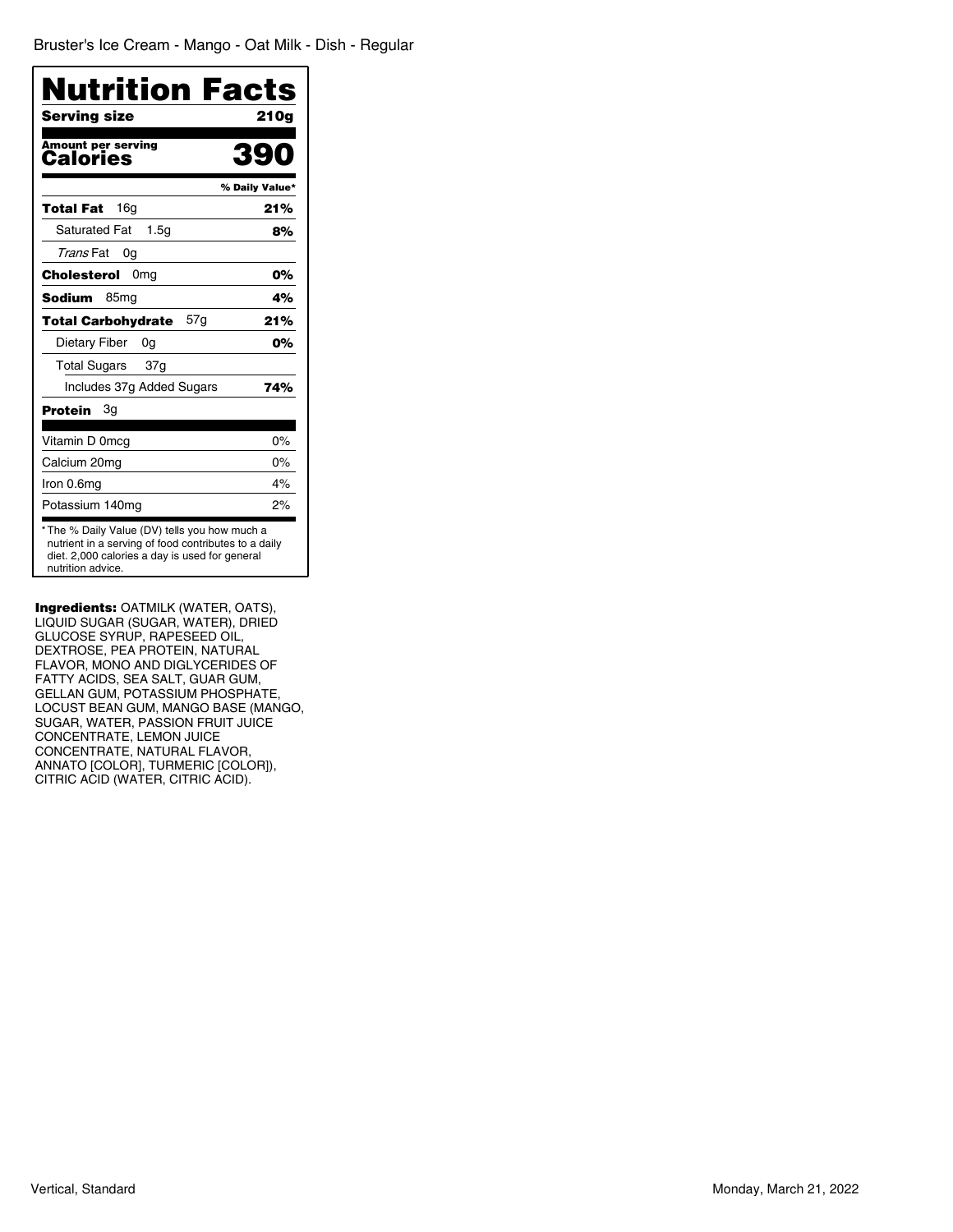Bruster's Ice Cream - Mango - Oat Milk - Dish - Regular

# Nutrition Facts

| Serving size | 210g |
| --- | --- |
| **Amount per serving** **Calories** | **390** |
| | **% Daily Value*** |
| **Total Fat** 16g | **21%** |
| Saturated Fat 1.5g | **8%** |
| *Trans* Fat 0g | |
| **Cholesterol** 0mg | **0%** |
| **Sodium** 85mg | **4%** |
| **Total Carbohydrate** 57g | **21%** |
| Dietary Fiber 0g | **0%** |
| Total Sugars 37g | |
| Includes 37g Added Sugars | **74%** |
| **Protein** 3g | |
| Vitamin D 0mcg | 0% |
| Calcium 20mg | 0% |
| Iron 0.6mg | 4% |
| Potassium 140mg | 2% |

* The % Daily Value (DV) tells you how much a nutrient in a serving of food contributes to a daily diet. 2,000 calories a day is used for general nutrition advice.

**Ingredients:** OATMILK (WATER, OATS), LIQUID SUGAR (SUGAR, WATER), DRIED GLUCOSE SYRUP, RAPESEED OIL, DEXTROSE, PEA PROTEIN, NATURAL FLAVOR, MONO AND DIGLYCERIDES OF FATTY ACIDS, SEA SALT, GUAR GUM, GELLAN GUM, POTASSIUM PHOSPHATE, LOCUST BEAN GUM, MANGO BASE (MANGO, SUGAR, WATER, PASSION FRUIT JUICE CONCENTRATE, LEMON JUICE CONCENTRATE, NATURAL FLAVOR, ANNATO [COLOR], TURMERIC [COLOR]), CITRIC ACID (WATER, CITRIC ACID).

Vertical, Standard

Monday, March 21, 2022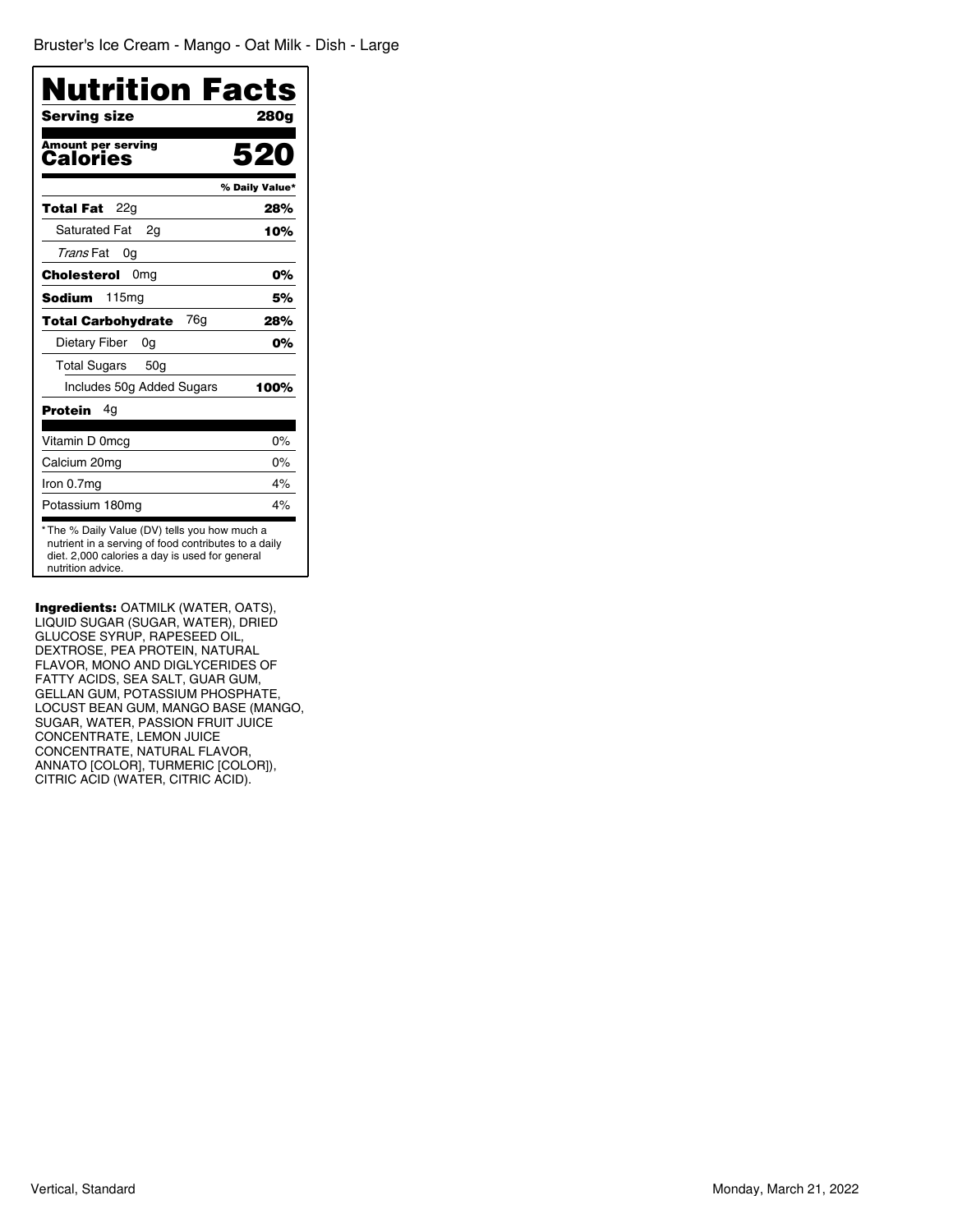Bruster's Ice Cream - Mango - Oat Milk - Dish - Large

# Nutrition Facts

| | |
|---|---|
| **Serving size** | **280g** |
| **Amount per serving** **Calories** | **520** |
| | **% Daily Value*** |
| **Total Fat** 22g | **28%** |
| Saturated Fat 2g | **10%** |
| *Trans* Fat 0g | |
| **Cholesterol** 0mg | **0%** |
| **Sodium** 115mg | **5%** |
| **Total Carbohydrate** 76g | **28%** |
| Dietary Fiber 0g | **0%** |
| Total Sugars 50g | |
| Includes 50g Added Sugars | **100%** |
| **Protein** 4g | |
| Vitamin D 0mcg | 0% |
| Calcium 20mg | 0% |
| Iron 0.7mg | 4% |
| Potassium 180mg | 4% |

* The % Daily Value (DV) tells you how much a nutrient in a serving of food contributes to a daily diet. 2,000 calories a day is used for general nutrition advice.

**Ingredients:** OATMILK (WATER, OATS), LIQUID SUGAR (SUGAR, WATER), DRIED GLUCOSE SYRUP, RAPESEED OIL, DEXTROSE, PEA PROTEIN, NATURAL FLAVOR, MONO AND DIGLYCERIDES OF FATTY ACIDS, SEA SALT, GUAR GUM, GELLAN GUM, POTASSIUM PHOSPHATE, LOCUST BEAN GUM, MANGO BASE (MANGO, SUGAR, WATER, PASSION FRUIT JUICE CONCENTRATE, LEMON JUICE CONCENTRATE, NATURAL FLAVOR, ANNATO [COLOR], TURMERIC [COLOR]), CITRIC ACID (WATER, CITRIC ACID).

Vertical, Standard

Monday, March 21, 2022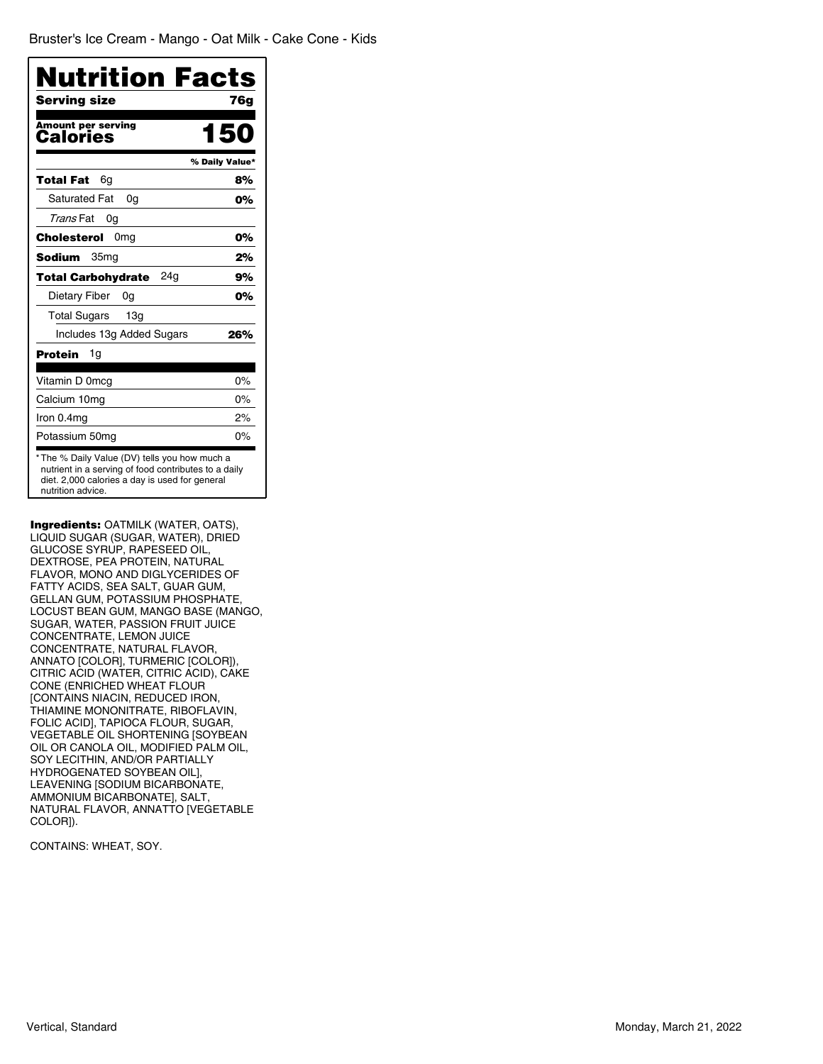Bruster's Ice Cream - Mango - Oat Milk - Cake Cone - Kids

# Nutrition Facts

| Serving size | 76g |
| --- | --- |
| **Amount per serving** | |
| **Calories** | **150** |
| | **% Daily Value*** |
| **Total Fat** 6g | **8%** |
| Saturated Fat 0g | **0%** |
| *Trans* Fat 0g | |
| **Cholesterol** 0mg | **0%** |
| **Sodium** 35mg | **2%** |
| **Total Carbohydrate** 24g | **9%** |
| Dietary Fiber 0g | **0%** |
| Total Sugars 13g | |
| Includes 13g Added Sugars | **26%** |
| **Protein** 1g | |
| Vitamin D 0mcg | 0% |
| Calcium 10mg | 0% |
| Iron 0.4mg | 2% |
| Potassium 50mg | 0% |

* The % Daily Value (DV) tells you how much a nutrient in a serving of food contributes to a daily diet. 2,000 calories a day is used for general nutrition advice.

**Ingredients:** OATMILK (WATER, OATS), LIQUID SUGAR (SUGAR, WATER), DRIED GLUCOSE SYRUP, RAPESEED OIL, DEXTROSE, PEA PROTEIN, NATURAL FLAVOR, MONO AND DIGLYCERIDES OF FATTY ACIDS, SEA SALT, GUAR GUM, GELLAN GUM, POTASSIUM PHOSPHATE, LOCUST BEAN GUM, MANGO BASE (MANGO, SUGAR, WATER, PASSION FRUIT JUICE CONCENTRATE, LEMON JUICE CONCENTRATE, NATURAL FLAVOR, ANNATO [COLOR], TURMERIC [COLOR]), CITRIC ACID (WATER, CITRIC ACID), CAKE CONE (ENRICHED WHEAT FLOUR [CONTAINS NIACIN, REDUCED IRON, THIAMINE MONONITRATE, RIBOFLAVIN, FOLIC ACID], TAPIOCA FLOUR, SUGAR, VEGETABLE OIL SHORTENING [SOYBEAN OIL OR CANOLA OIL, MODIFIED PALM OIL, SOY LECITHIN, AND/OR PARTIALLY HYDROGENATED SOYBEAN OIL], LEAVENING [SODIUM BICARBONATE, AMMONIUM BICARBONATE], SALT, NATURAL FLAVOR, ANNATTO [VEGETABLE COLOR]).

CONTAINS: WHEAT, SOY.

Vertical, Standard

Monday, March 21, 2022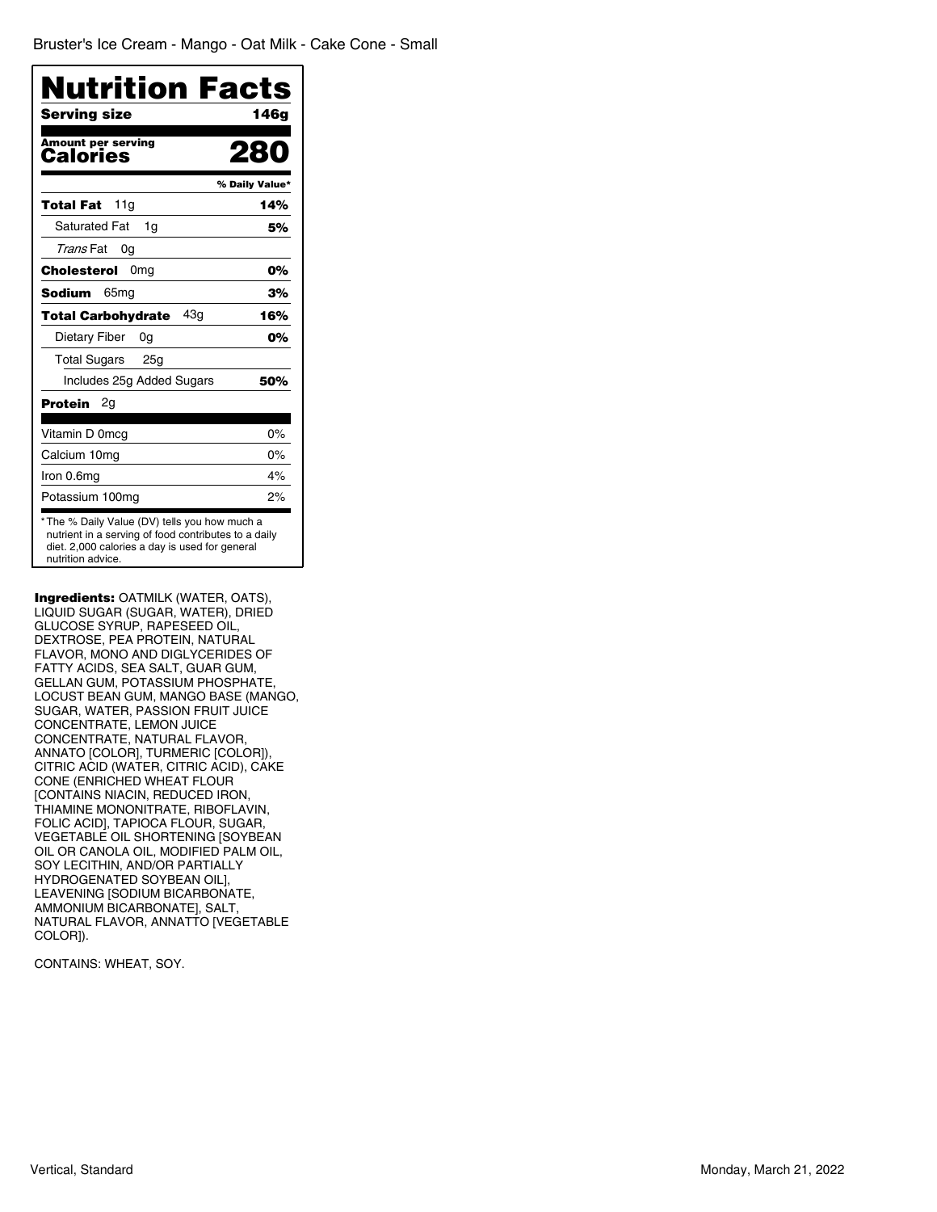Bruster's Ice Cream - Mango - Oat Milk - Cake Cone - Small

# Nutrition Facts

| | |
|---|---|
| **Serving size** | **146g** |
| **Amount per serving** | |
| **Calories** | **280** |
| | **% Daily Value*** |
| **Total Fat** 11g | **14%** |
| Saturated Fat 1g | **5%** |
| *Trans* Fat 0g | |
| **Cholesterol** 0mg | **0%** |
| **Sodium** 65mg | **3%** |
| **Total Carbohydrate** 43g | **16%** |
| Dietary Fiber 0g | **0%** |
| Total Sugars 25g | |
| Includes 25g Added Sugars | **50%** |
| **Protein** 2g | |
| Vitamin D 0mcg | 0% |
| Calcium 10mg | 0% |
| Iron 0.6mg | 4% |
| Potassium 100mg | 2% |

* The % Daily Value (DV) tells you how much a nutrient in a serving of food contributes to a daily diet. 2,000 calories a day is used for general nutrition advice.

**Ingredients:** OATMILK (WATER, OATS), LIQUID SUGAR (SUGAR, WATER), DRIED GLUCOSE SYRUP, RAPESEED OIL, DEXTROSE, PEA PROTEIN, NATURAL FLAVOR, MONO AND DIGLYCERIDES OF FATTY ACIDS, SEA SALT, GUAR GUM, GELLAN GUM, POTASSIUM PHOSPHATE, LOCUST BEAN GUM, MANGO BASE (MANGO, SUGAR, WATER, PASSION FRUIT JUICE CONCENTRATE, LEMON JUICE CONCENTRATE, NATURAL FLAVOR, ANNATO [COLOR], TURMERIC [COLOR]), CITRIC ACID (WATER, CITRIC ACID), CAKE CONE (ENRICHED WHEAT FLOUR [CONTAINS NIACIN, REDUCED IRON, THIAMINE MONONITRATE, RIBOFLAVIN, FOLIC ACID], TAPIOCA FLOUR, SUGAR, VEGETABLE OIL SHORTENING [SOYBEAN OIL OR CANOLA OIL, MODIFIED PALM OIL, SOY LECITHIN, AND/OR PARTIALLY HYDROGENATED SOYBEAN OIL], LEAVENING [SODIUM BICARBONATE, AMMONIUM BICARBONATE], SALT, NATURAL FLAVOR, ANNATTO [VEGETABLE COLOR]).

CONTAINS: WHEAT, SOY.

Vertical, Standard

Monday, March 21, 2022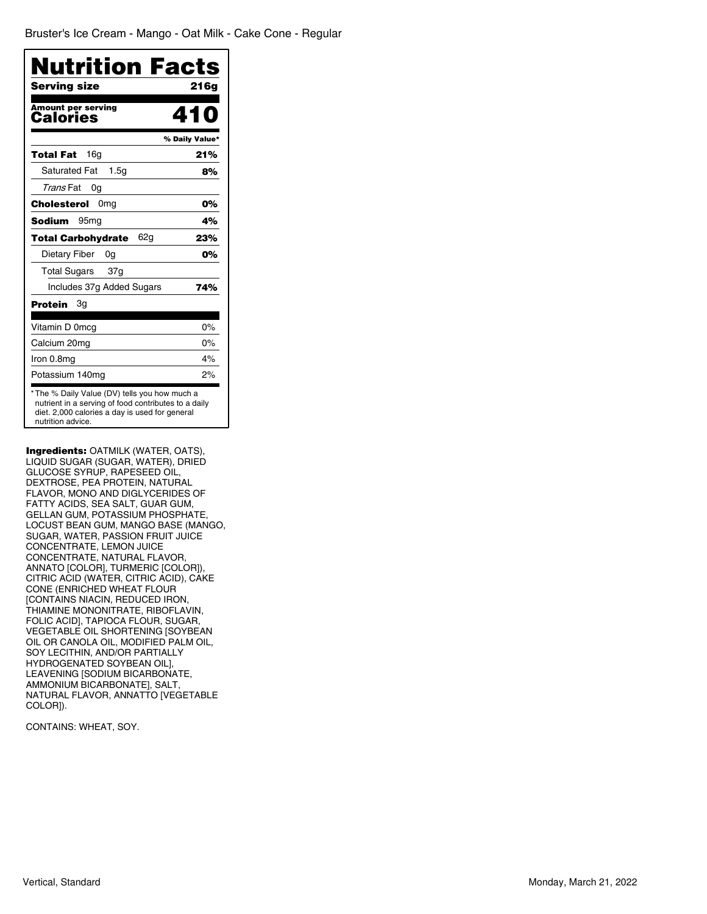Bruster's Ice Cream - Mango - Oat Milk - Cake Cone - Regular

# Nutrition Facts

| Serving size | 216g |
|---|---|
| **Amount per serving** **Calories** | **410** |
| | **% Daily Value*** |
| **Total Fat** 16g | **21%** |
| Saturated Fat 1.5g | **8%** |
| *Trans* Fat 0g | |
| **Cholesterol** 0mg | **0%** |
| **Sodium** 95mg | **4%** |
| **Total Carbohydrate** 62g | **23%** |
| Dietary Fiber 0g | **0%** |
| Total Sugars 37g | |
| Includes 37g Added Sugars | **74%** |
| **Protein** 3g | |
| Vitamin D 0mcg | 0% |
| Calcium 20mg | 0% |
| Iron 0.8mg | 4% |
| Potassium 140mg | 2% |

* The % Daily Value (DV) tells you how much a nutrient in a serving of food contributes to a daily diet. 2,000 calories a day is used for general nutrition advice.

**Ingredients:** OATMILK (WATER, OATS), LIQUID SUGAR (SUGAR, WATER), DRIED GLUCOSE SYRUP, RAPESEED OIL, DEXTROSE, PEA PROTEIN, NATURAL FLAVOR, MONO AND DIGLYCERIDES OF FATTY ACIDS, SEA SALT, GUAR GUM, GELLAN GUM, POTASSIUM PHOSPHATE, LOCUST BEAN GUM, MANGO BASE (MANGO, SUGAR, WATER, PASSION FRUIT JUICE CONCENTRATE, LEMON JUICE CONCENTRATE, NATURAL FLAVOR, ANNATO [COLOR], TURMERIC [COLOR]), CITRIC ACID (WATER, CITRIC ACID), CAKE CONE (ENRICHED WHEAT FLOUR [CONTAINS NIACIN, REDUCED IRON, THIAMINE MONONITRATE, RIBOFLAVIN, FOLIC ACID], TAPIOCA FLOUR, SUGAR, VEGETABLE OIL SHORTENING [SOYBEAN OIL OR CANOLA OIL, MODIFIED PALM OIL, SOY LECITHIN, AND/OR PARTIALLY HYDROGENATED SOYBEAN OIL], LEAVENING [SODIUM BICARBONATE, AMMONIUM BICARBONATE], SALT, NATURAL FLAVOR, ANNATTO [VEGETABLE COLOR]).

CONTAINS: WHEAT, SOY.

Vertical, Standard

Monday, March 21, 2022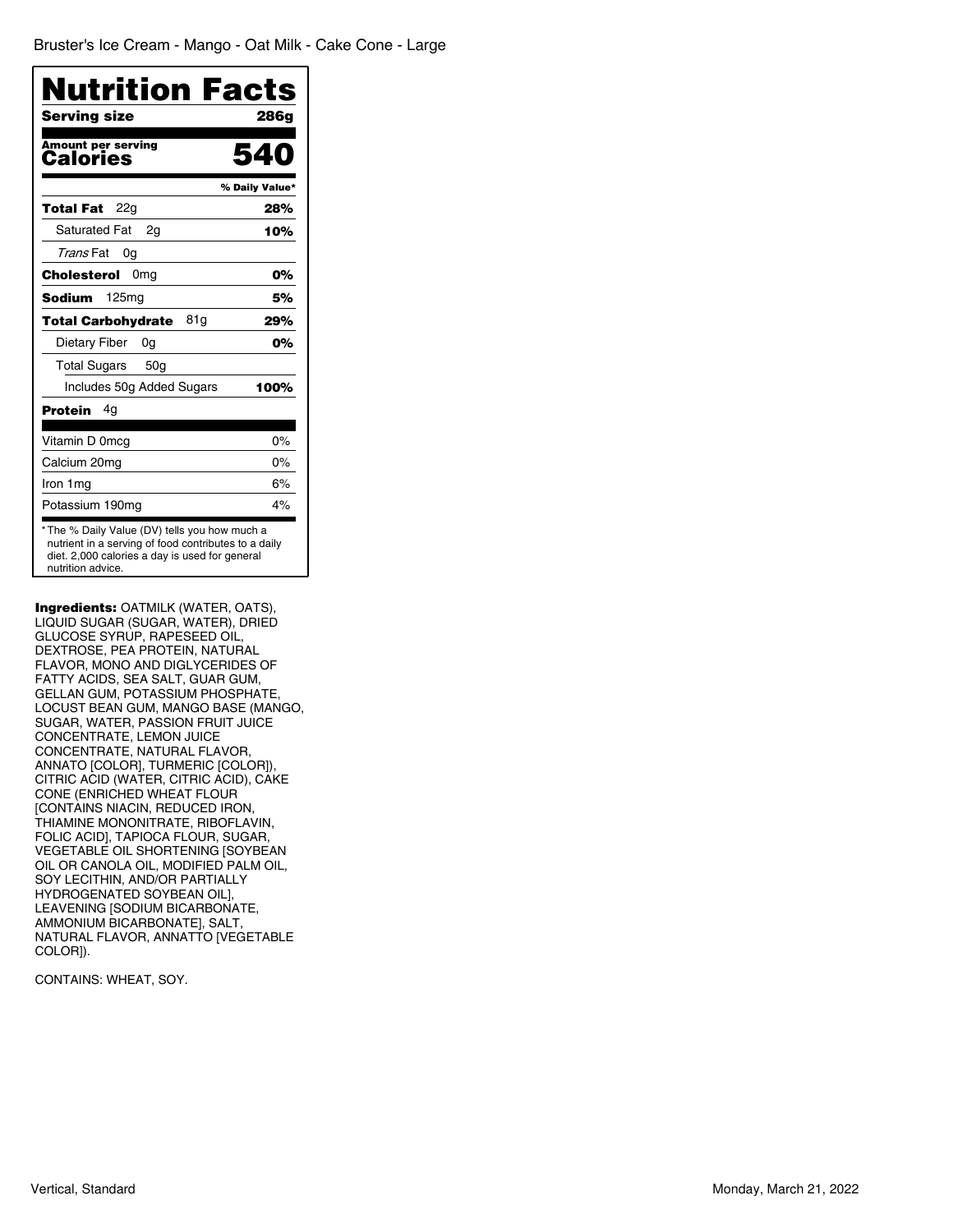Bruster's Ice Cream - Mango - Oat Milk - Cake Cone - Large

# Nutrition Facts

| | |
|---|---|
| **Serving size** | **286g** |
| **Amount per serving** **Calories** | **540** |
| | **% Daily Value*** |
| **Total Fat** 22g | **28%** |
| Saturated Fat 2g | **10%** |
| *Trans* Fat 0g | |
| **Cholesterol** 0mg | **0%** |
| **Sodium** 125mg | **5%** |
| **Total Carbohydrate** 81g | **29%** |
| Dietary Fiber 0g | **0%** |
| Total Sugars 50g | |
| Includes 50g Added Sugars | **100%** |
| **Protein** 4g | |
| Vitamin D 0mcg | 0% |
| Calcium 20mg | 0% |
| Iron 1mg | 6% |
| Potassium 190mg | 4% |

* The % Daily Value (DV) tells you how much a nutrient in a serving of food contributes to a daily diet. 2,000 calories a day is used for general nutrition advice.

**Ingredients:** OATMILK (WATER, OATS), LIQUID SUGAR (SUGAR, WATER), DRIED GLUCOSE SYRUP, RAPESEED OIL, DEXTROSE, PEA PROTEIN, NATURAL FLAVOR, MONO AND DIGLYCERIDES OF FATTY ACIDS, SEA SALT, GUAR GUM, GELLAN GUM, POTASSIUM PHOSPHATE, LOCUST BEAN GUM, MANGO BASE (MANGO, SUGAR, WATER, PASSION FRUIT JUICE CONCENTRATE, LEMON JUICE CONCENTRATE, NATURAL FLAVOR, ANNATO [COLOR], TURMERIC [COLOR]), CITRIC ACID (WATER, CITRIC ACID), CAKE CONE (ENRICHED WHEAT FLOUR [CONTAINS NIACIN, REDUCED IRON, THIAMINE MONONITRATE, RIBOFLAVIN, FOLIC ACID], TAPIOCA FLOUR, SUGAR, VEGETABLE OIL SHORTENING [SOYBEAN OIL OR CANOLA OIL, MODIFIED PALM OIL, SOY LECITHIN, AND/OR PARTIALLY HYDROGENATED SOYBEAN OIL], LEAVENING [SODIUM BICARBONATE, AMMONIUM BICARBONATE], SALT, NATURAL FLAVOR, ANNATTO [VEGETABLE COLOR]).

CONTAINS: WHEAT, SOY.

Vertical, Standard

Monday, March 21, 2022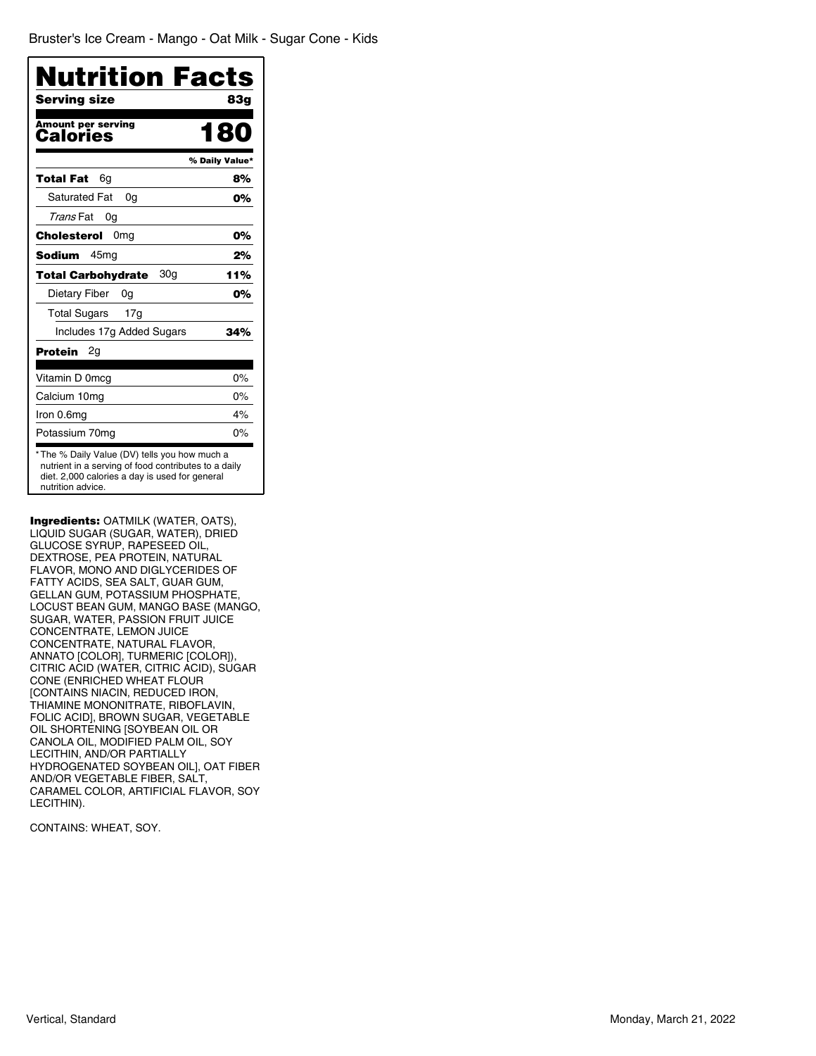Bruster's Ice Cream - Mango - Oat Milk - Sugar Cone - Kids

# Nutrition Facts

| Serving size | 83g |
| --- | --- |
| **Amount per serving** | |
| **Calories** | **180** |
| | **% Daily Value*** |
| **Total Fat** 6g | **8%** |
| Saturated Fat 0g | **0%** |
| *Trans* Fat 0g | |
| **Cholesterol** 0mg | **0%** |
| **Sodium** 45mg | **2%** |
| **Total Carbohydrate** 30g | **11%** |
| Dietary Fiber 0g | **0%** |
| Total Sugars 17g | |
| Includes 17g Added Sugars | **34%** |
| **Protein** 2g | |
| Vitamin D 0mcg | 0% |
| Calcium 10mg | 0% |
| Iron 0.6mg | 4% |
| Potassium 70mg | 0% |

* The % Daily Value (DV) tells you how much a nutrient in a serving of food contributes to a daily diet. 2,000 calories a day is used for general nutrition advice.

**Ingredients:** OATMILK (WATER, OATS), LIQUID SUGAR (SUGAR, WATER), DRIED GLUCOSE SYRUP, RAPESEED OIL, DEXTROSE, PEA PROTEIN, NATURAL FLAVOR, MONO AND DIGLYCERIDES OF FATTY ACIDS, SEA SALT, GUAR GUM, GELLAN GUM, POTASSIUM PHOSPHATE, LOCUST BEAN GUM, MANGO BASE (MANGO, SUGAR, WATER, PASSION FRUIT JUICE CONCENTRATE, LEMON JUICE CONCENTRATE, NATURAL FLAVOR, ANNATO [COLOR], TURMERIC [COLOR]), CITRIC ACID (WATER, CITRIC ACID), SUGAR CONE (ENRICHED WHEAT FLOUR [CONTAINS NIACIN, REDUCED IRON, THIAMINE MONONITRATE, RIBOFLAVIN, FOLIC ACID], BROWN SUGAR, VEGETABLE OIL SHORTENING [SOYBEAN OIL OR CANOLA OIL, MODIFIED PALM OIL, SOY LECITHIN, AND/OR PARTIALLY HYDROGENATED SOYBEAN OIL], OAT FIBER AND/OR VEGETABLE FIBER, SALT, CARAMEL COLOR, ARTIFICIAL FLAVOR, SOY LECITHIN).

CONTAINS: WHEAT, SOY.

Vertical, Standard

Monday, March 21, 2022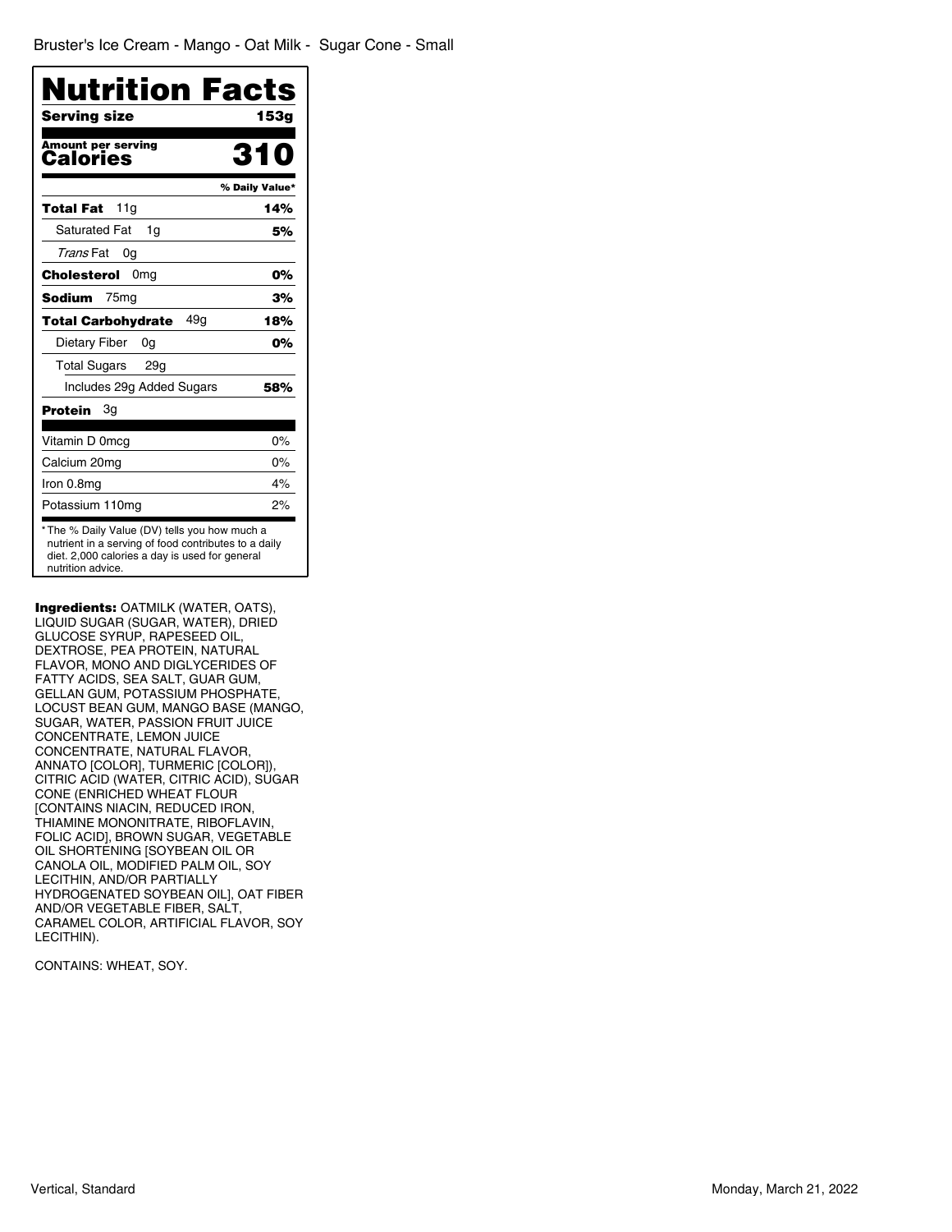Bruster's Ice Cream - Mango - Oat Milk - Sugar Cone - Small

# Nutrition Facts

| Serving size | 153g |
|---|---|
| **Amount per serving** | |
| **Calories** | **310** |
| | **% Daily Value*** |
| **Total Fat** 11g | **14%** |
| Saturated Fat 1g | **5%** |
| *Trans* Fat 0g | |
| **Cholesterol** 0mg | **0%** |
| **Sodium** 75mg | **3%** |
| **Total Carbohydrate** 49g | **18%** |
| Dietary Fiber 0g | **0%** |
| Total Sugars 29g | |
| Includes 29g Added Sugars | **58%** |
| **Protein** 3g | |
| Vitamin D 0mcg | 0% |
| Calcium 20mg | 0% |
| Iron 0.8mg | 4% |
| Potassium 110mg | 2% |

* The % Daily Value (DV) tells you how much a nutrient in a serving of food contributes to a daily diet. 2,000 calories a day is used for general nutrition advice.

**Ingredients:** OATMILK (WATER, OATS), LIQUID SUGAR (SUGAR, WATER), DRIED GLUCOSE SYRUP, RAPESEED OIL, DEXTROSE, PEA PROTEIN, NATURAL FLAVOR, MONO AND DIGLYCERIDES OF FATTY ACIDS, SEA SALT, GUAR GUM, GELLAN GUM, POTASSIUM PHOSPHATE, LOCUST BEAN GUM, MANGO BASE (MANGO, SUGAR, WATER, PASSION FRUIT JUICE CONCENTRATE, LEMON JUICE CONCENTRATE, NATURAL FLAVOR, ANNATO [COLOR], TURMERIC [COLOR]), CITRIC ACID (WATER, CITRIC ACID), SUGAR CONE (ENRICHED WHEAT FLOUR [CONTAINS NIACIN, REDUCED IRON, THIAMINE MONONITRATE, RIBOFLAVIN, FOLIC ACID], BROWN SUGAR, VEGETABLE OIL SHORTENING [SOYBEAN OIL OR CANOLA OIL, MODIFIED PALM OIL, SOY LECITHIN, AND/OR PARTIALLY HYDROGENATED SOYBEAN OIL], OAT FIBER AND/OR VEGETABLE FIBER, SALT, CARAMEL COLOR, ARTIFICIAL FLAVOR, SOY LECITHIN).

CONTAINS: WHEAT, SOY.

Vertical, Standard

Monday, March 21, 2022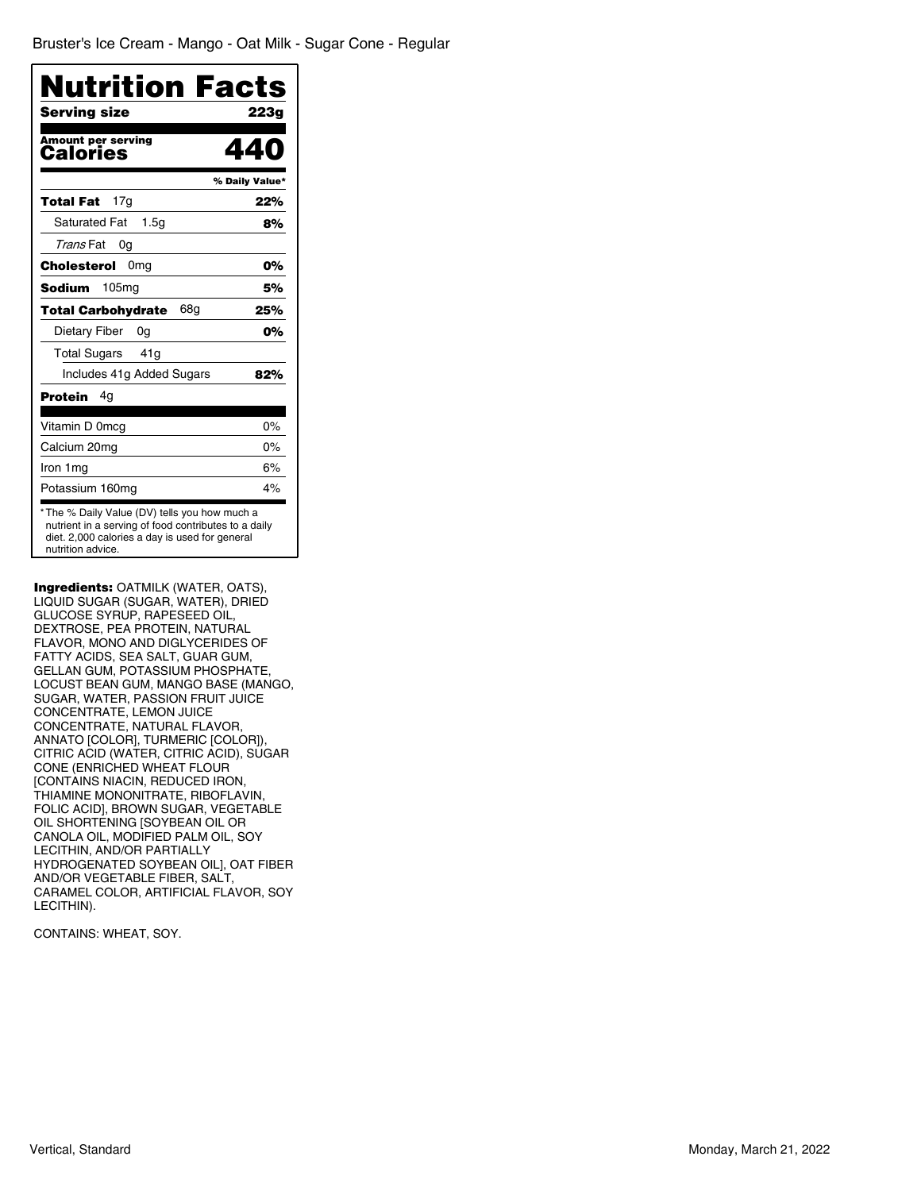Bruster's Ice Cream - Mango - Oat Milk - Sugar Cone - Regular

# Nutrition Facts

| | |
|---|---|
| **Serving size** | **223g** |
| **Amount per serving** | |
| **Calories** | **440** |
| | **% Daily Value*** |
| **Total Fat** 17g | **22%** |
| Saturated Fat 1.5g | **8%** |
| *Trans* Fat 0g | |
| **Cholesterol** 0mg | **0%** |
| **Sodium** 105mg | **5%** |
| **Total Carbohydrate** 68g | **25%** |
| Dietary Fiber 0g | **0%** |
| Total Sugars 41g | |
| Includes 41g Added Sugars | **82%** |
| **Protein** 4g | |
| Vitamin D 0mcg | 0% |
| Calcium 20mg | 0% |
| Iron 1mg | 6% |
| Potassium 160mg | 4% |

* The % Daily Value (DV) tells you how much a nutrient in a serving of food contributes to a daily diet. 2,000 calories a day is used for general nutrition advice.

**Ingredients:** OATMILK (WATER, OATS), LIQUID SUGAR (SUGAR, WATER), DRIED GLUCOSE SYRUP, RAPESEED OIL, DEXTROSE, PEA PROTEIN, NATURAL FLAVOR, MONO AND DIGLYCERIDES OF FATTY ACIDS, SEA SALT, GUAR GUM, GELLAN GUM, POTASSIUM PHOSPHATE, LOCUST BEAN GUM, MANGO BASE (MANGO, SUGAR, WATER, PASSION FRUIT JUICE CONCENTRATE, LEMON JUICE CONCENTRATE, NATURAL FLAVOR, ANNATO [COLOR], TURMERIC [COLOR]), CITRIC ACID (WATER, CITRIC ACID), SUGAR CONE (ENRICHED WHEAT FLOUR [CONTAINS NIACIN, REDUCED IRON, THIAMINE MONONITRATE, RIBOFLAVIN, FOLIC ACID], BROWN SUGAR, VEGETABLE OIL SHORTENING [SOYBEAN OIL OR CANOLA OIL, MODIFIED PALM OIL, SOY LECITHIN, AND/OR PARTIALLY HYDROGENATED SOYBEAN OIL], OAT FIBER AND/OR VEGETABLE FIBER, SALT, CARAMEL COLOR, ARTIFICIAL FLAVOR, SOY LECITHIN).

CONTAINS: WHEAT, SOY.

Vertical, Standard

Monday, March 21, 2022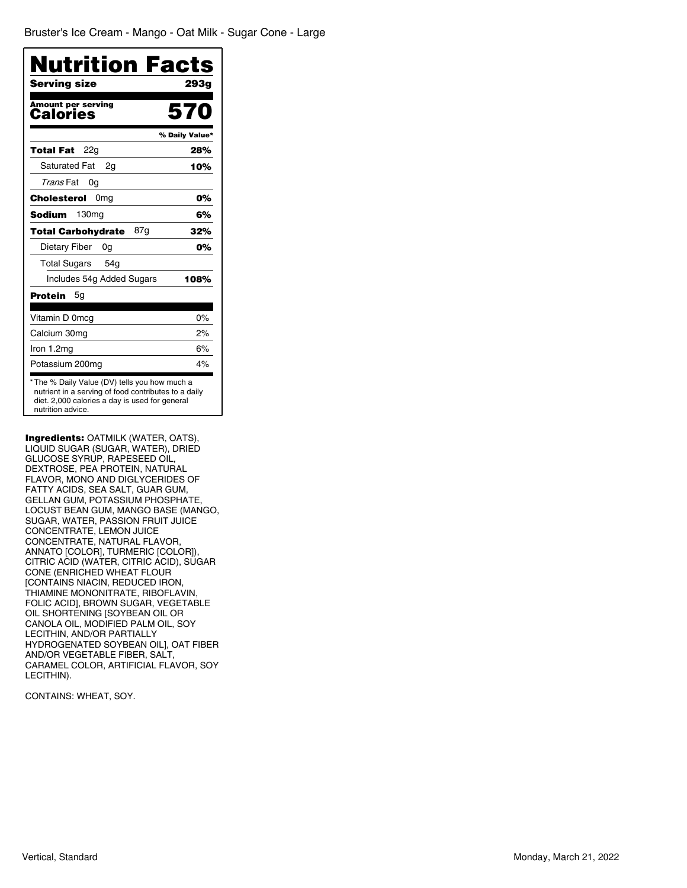Bruster's Ice Cream - Mango - Oat Milk - Sugar Cone - Large

# Nutrition Facts

| | |
|---|---|
| **Serving size** | **293g** |
| **Amount per serving** | |
| **Calories** | **570** |
| | **% Daily Value*** |
| **Total Fat** 22g | **28%** |
| Saturated Fat 2g | **10%** |
| *Trans* Fat 0g | |
| **Cholesterol** 0mg | **0%** |
| **Sodium** 130mg | **6%** |
| **Total Carbohydrate** 87g | **32%** |
| Dietary Fiber 0g | **0%** |
| Total Sugars 54g | |
| Includes 54g Added Sugars | **108%** |
| **Protein** 5g | |
| Vitamin D 0mcg | 0% |
| Calcium 30mg | 2% |
| Iron 1.2mg | 6% |
| Potassium 200mg | 4% |

* The % Daily Value (DV) tells you how much a nutrient in a serving of food contributes to a daily diet. 2,000 calories a day is used for general nutrition advice.

**Ingredients:** OATMILK (WATER, OATS), LIQUID SUGAR (SUGAR, WATER), DRIED GLUCOSE SYRUP, RAPESEED OIL, DEXTROSE, PEA PROTEIN, NATURAL FLAVOR, MONO AND DIGLYCERIDES OF FATTY ACIDS, SEA SALT, GUAR GUM, GELLAN GUM, POTASSIUM PHOSPHATE, LOCUST BEAN GUM, MANGO BASE (MANGO, SUGAR, WATER, PASSION FRUIT JUICE CONCENTRATE, LEMON JUICE CONCENTRATE, NATURAL FLAVOR, ANNATO [COLOR], TURMERIC [COLOR]), CITRIC ACID (WATER, CITRIC ACID), SUGAR CONE (ENRICHED WHEAT FLOUR [CONTAINS NIACIN, REDUCED IRON, THIAMINE MONONITRATE, RIBOFLAVIN, FOLIC ACID], BROWN SUGAR, VEGETABLE OIL SHORTENING [SOYBEAN OIL OR CANOLA OIL, MODIFIED PALM OIL, SOY LECITHIN, AND/OR PARTIALLY HYDROGENATED SOYBEAN OIL], OAT FIBER AND/OR VEGETABLE FIBER, SALT, CARAMEL COLOR, ARTIFICIAL FLAVOR, SOY LECITHIN).

CONTAINS: WHEAT, SOY.

Vertical, Standard

Monday, March 21, 2022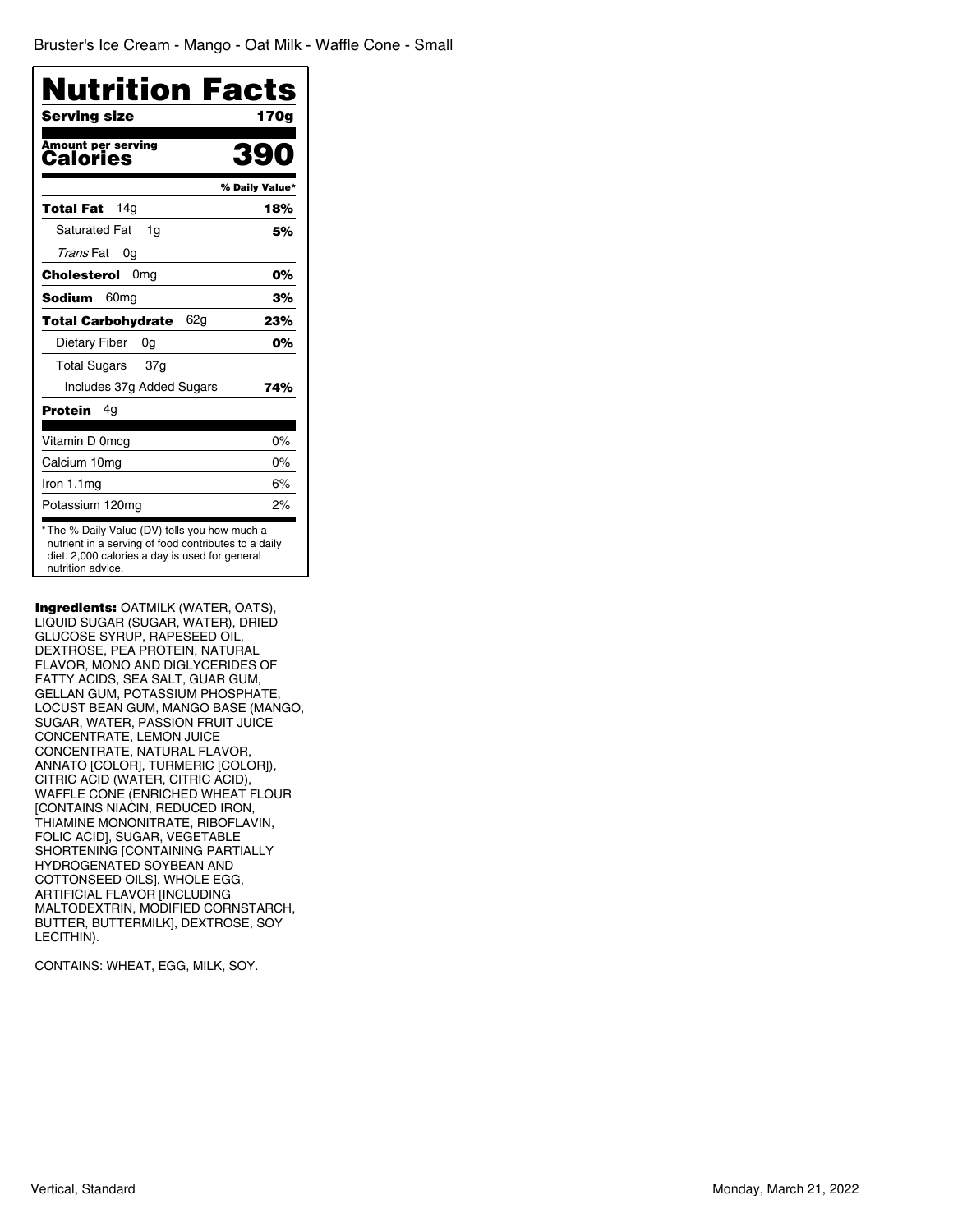Bruster's Ice Cream - Mango - Oat Milk - Waffle Cone - Small

# Nutrition Facts

| **Serving size** | **170g** |
|---|---|
| **Amount per serving** **Calories** | **390** |
| | **% Daily Value*** |
| **Total Fat** 14g | **18%** |
| Saturated Fat 1g | **5%** |
| *Trans* Fat 0g | |
| **Cholesterol** 0mg | **0%** |
| **Sodium** 60mg | **3%** |
| **Total Carbohydrate** 62g | **23%** |
| Dietary Fiber 0g | **0%** |
| Total Sugars 37g | |
| Includes 37g Added Sugars | **74%** |
| **Protein** 4g | |
| Vitamin D 0mcg | 0% |
| Calcium 10mg | 0% |
| Iron 1.1mg | 6% |
| Potassium 120mg | 2% |

* The % Daily Value (DV) tells you how much a nutrient in a serving of food contributes to a daily diet. 2,000 calories a day is used for general nutrition advice.

**Ingredients:** OATMILK (WATER, OATS), LIQUID SUGAR (SUGAR, WATER), DRIED GLUCOSE SYRUP, RAPESEED OIL, DEXTROSE, PEA PROTEIN, NATURAL FLAVOR, MONO AND DIGLYCERIDES OF FATTY ACIDS, SEA SALT, GUAR GUM, GELLAN GUM, POTASSIUM PHOSPHATE, LOCUST BEAN GUM, MANGO BASE (MANGO, SUGAR, WATER, PASSION FRUIT JUICE CONCENTRATE, LEMON JUICE CONCENTRATE, NATURAL FLAVOR, ANNATO [COLOR], TURMERIC [COLOR]), CITRIC ACID (WATER, CITRIC ACID), WAFFLE CONE (ENRICHED WHEAT FLOUR [CONTAINS NIACIN, REDUCED IRON, THIAMINE MONONITRATE, RIBOFLAVIN, FOLIC ACID], SUGAR, VEGETABLE SHORTENING [CONTAINING PARTIALLY HYDROGENATED SOYBEAN AND COTTONSEED OILS], WHOLE EGG, ARTIFICIAL FLAVOR [INCLUDING MALTODEXTRIN, MODIFIED CORNSTARCH, BUTTER, BUTTERMILK], DEXTROSE, SOY LECITHIN).

CONTAINS: WHEAT, EGG, MILK, SOY.

Vertical, Standard

Monday, March 21, 2022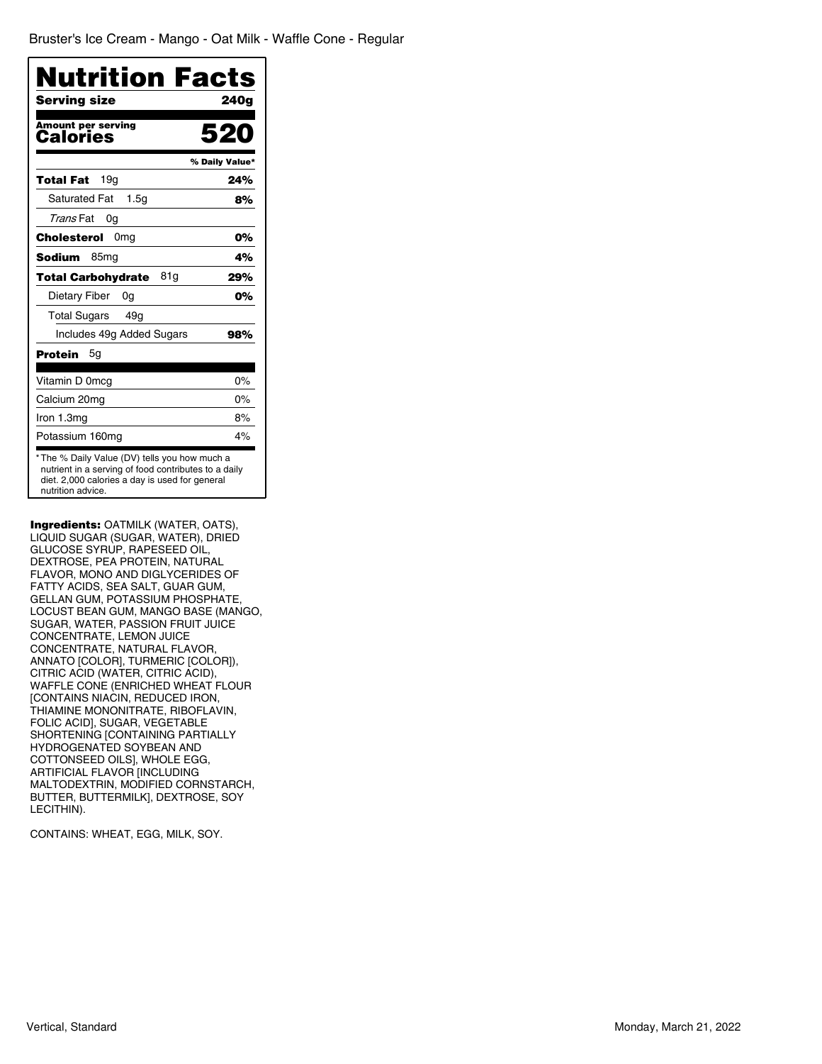Bruster's Ice Cream - Mango - Oat Milk - Waffle Cone - Regular

# Nutrition Facts

| | |
|---|---|
| **Serving size** | **240g** |
| **Amount per serving** **Calories** | **520** |
| | **% Daily Value*** |
| **Total Fat** 19g | **24%** |
| Saturated Fat 1.5g | **8%** |
| *Trans* Fat 0g | |
| **Cholesterol** 0mg | **0%** |
| **Sodium** 85mg | **4%** |
| **Total Carbohydrate** 81g | **29%** |
| Dietary Fiber 0g | **0%** |
| Total Sugars 49g | |
| Includes 49g Added Sugars | **98%** |
| **Protein** 5g | |
| Vitamin D 0mcg | 0% |
| Calcium 20mg | 0% |
| Iron 1.3mg | 8% |
| Potassium 160mg | 4% |

* The % Daily Value (DV) tells you how much a nutrient in a serving of food contributes to a daily diet. 2,000 calories a day is used for general nutrition advice.

**Ingredients:** OATMILK (WATER, OATS), LIQUID SUGAR (SUGAR, WATER), DRIED GLUCOSE SYRUP, RAPESEED OIL, DEXTROSE, PEA PROTEIN, NATURAL FLAVOR, MONO AND DIGLYCERIDES OF FATTY ACIDS, SEA SALT, GUAR GUM, GELLAN GUM, POTASSIUM PHOSPHATE, LOCUST BEAN GUM, MANGO BASE (MANGO, SUGAR, WATER, PASSION FRUIT JUICE CONCENTRATE, LEMON JUICE CONCENTRATE, NATURAL FLAVOR, ANNATO [COLOR], TURMERIC [COLOR]), CITRIC ACID (WATER, CITRIC ACID), WAFFLE CONE (ENRICHED WHEAT FLOUR [CONTAINS NIACIN, REDUCED IRON, THIAMINE MONONITRATE, RIBOFLAVIN, FOLIC ACID], SUGAR, VEGETABLE SHORTENING [CONTAINING PARTIALLY HYDROGENATED SOYBEAN AND COTTONSEED OILS], WHOLE EGG, ARTIFICIAL FLAVOR [INCLUDING MALTODEXTRIN, MODIFIED CORNSTARCH, BUTTER, BUTTERMILK], DEXTROSE, SOY LECITHIN).

CONTAINS: WHEAT, EGG, MILK, SOY.

Vertical, Standard

Monday, March 21, 2022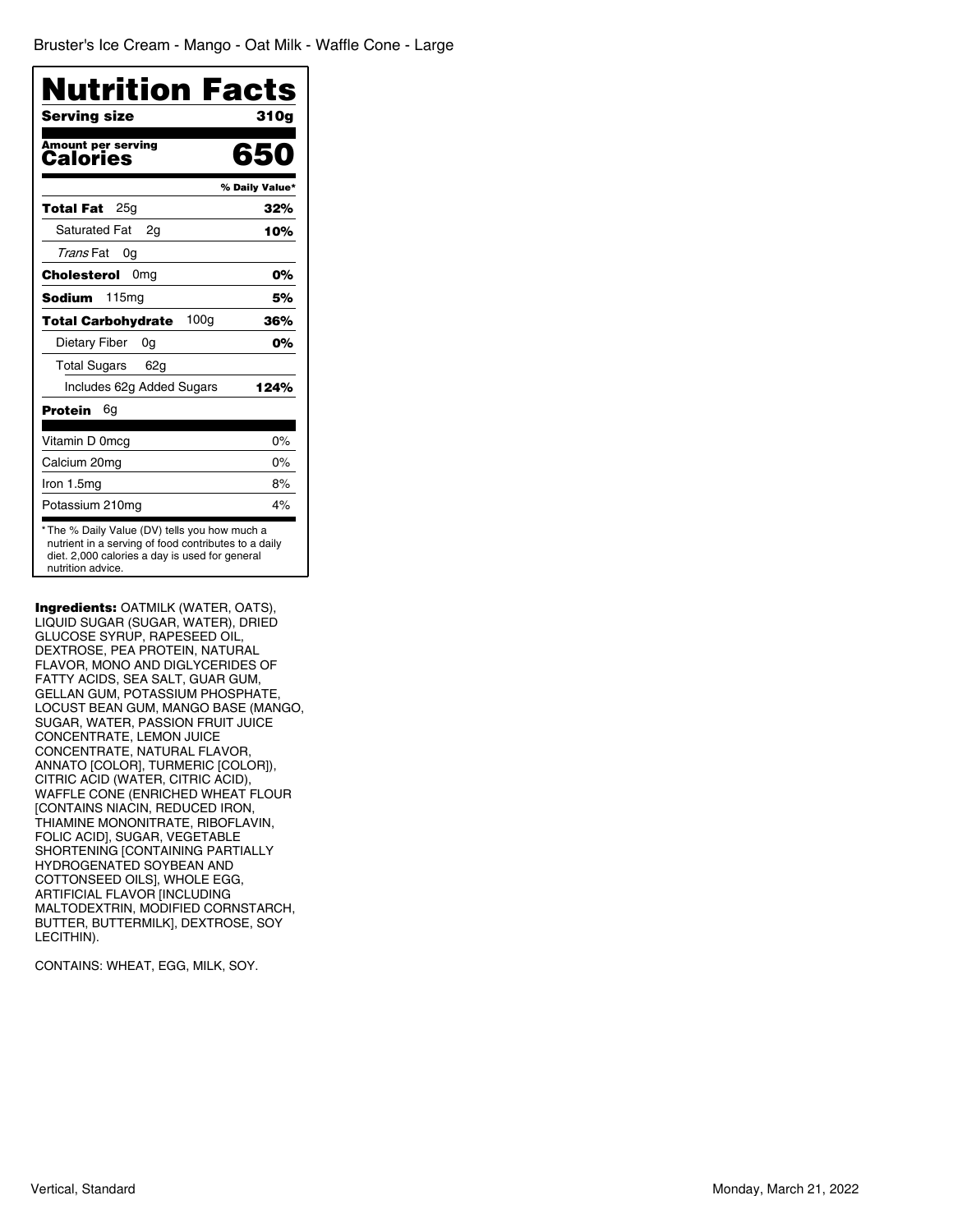Bruster's Ice Cream - Mango - Oat Milk - Waffle Cone - Large

# Nutrition Facts

| | |
|---|---|
| **Serving size** | **310g** |
| **Amount per serving** | |
| **Calories** | **650** |
| | **% Daily Value*** |
| **Total Fat** 25g | **32%** |
| Saturated Fat 2g | **10%** |
| *Trans* Fat 0g | |
| **Cholesterol** 0mg | **0%** |
| **Sodium** 115mg | **5%** |
| **Total Carbohydrate** 100g | **36%** |
| Dietary Fiber 0g | **0%** |
| Total Sugars 62g | |
| Includes 62g Added Sugars | **124%** |
| **Protein** 6g | |
| Vitamin D 0mcg | 0% |
| Calcium 20mg | 0% |
| Iron 1.5mg | 8% |
| Potassium 210mg | 4% |

* The % Daily Value (DV) tells you how much a nutrient in a serving of food contributes to a daily diet. 2,000 calories a day is used for general nutrition advice.

**Ingredients:** OATMILK (WATER, OATS), LIQUID SUGAR (SUGAR, WATER), DRIED GLUCOSE SYRUP, RAPESEED OIL, DEXTROSE, PEA PROTEIN, NATURAL FLAVOR, MONO AND DIGLYCERIDES OF FATTY ACIDS, SEA SALT, GUAR GUM, GELLAN GUM, POTASSIUM PHOSPHATE, LOCUST BEAN GUM, MANGO BASE (MANGO, SUGAR, WATER, PASSION FRUIT JUICE CONCENTRATE, LEMON JUICE CONCENTRATE, NATURAL FLAVOR, ANNATO [COLOR], TURMERIC [COLOR]), CITRIC ACID (WATER, CITRIC ACID), WAFFLE CONE (ENRICHED WHEAT FLOUR [CONTAINS NIACIN, REDUCED IRON, THIAMINE MONONITRATE, RIBOFLAVIN, FOLIC ACID], SUGAR, VEGETABLE SHORTENING [CONTAINING PARTIALLY HYDROGENATED SOYBEAN AND COTTONSEED OILS], WHOLE EGG, ARTIFICIAL FLAVOR [INCLUDING MALTODEXTRIN, MODIFIED CORNSTARCH, BUTTER, BUTTERMILK], DEXTROSE, SOY LECITHIN).

CONTAINS: WHEAT, EGG, MILK, SOY.

Vertical, Standard

Monday, March 21, 2022